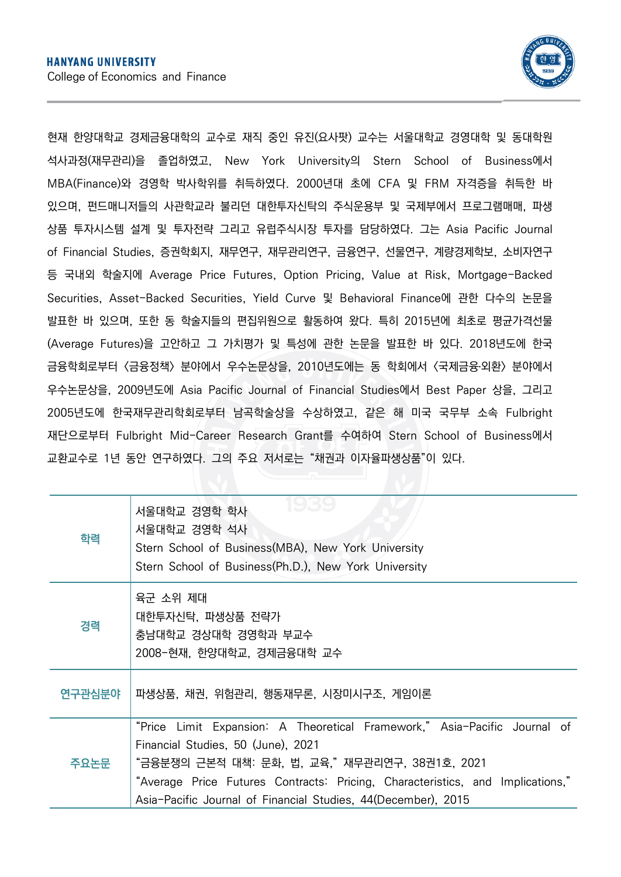**HANYANG UNIVERSITY**
College of Economics and Finance

현재 한양대학교 경제금융대학의 교수로 재직 중인 유진(요사팟) 교수는 서울대학교 경영대학 및 동대학원 석사과정(재무관리)을 졸업하였고, New York University의 Stern School of Business에서 MBA(Finance)와 경영학 박사학위를 취득하였다. 2000년대 초에 CFA 및 FRM 자격증을 취득한 바 있으며, 펀드매니저들의 사관학교라 불리던 대한투자신탁의 주식운용부 및 국제부에서 프로그램매매, 파생상품 투자시스템 설계 및 투자전략 그리고 유럽주식시장 투자를 담당하였다. 그는 Asia Pacific Journal of Financial Studies, 증권학회지, 재무연구, 재무관리연구, 금융연구, 선물연구, 계량경제학보, 소비자연구 등 국내외 학술지에 Average Price Futures, Option Pricing, Value at Risk, Mortgage-Backed Securities, Asset-Backed Securities, Yield Curve 및 Behavioral Finance에 관한 다수의 논문을 발표한 바 있으며, 또한 동 학술지들의 편집위원으로 활동하여 왔다. 특히 2015년에 최초로 평균가격선물(Average Futures)을 고안하고 그 가치평가 및 특성에 관한 논문을 발표한 바 있다. 2018년도에 한국금융학회로부터 〈금융정책〉 분야에서 우수논문상을, 2010년도에는 동 학회에서 〈국제금융·외환〉 분야에서 우수논문상을, 2009년도에 Asia Pacific Journal of Financial Studies에서 Best Paper 상을, 그리고 2005년도에 한국재무관리학회로부터 남곡학술상을 수상하였고, 같은 해 미국 국무부 소속 Fulbright 재단으로부터 Fulbright Mid-Career Research Grant를 수여하여 Stern School of Business에서 교환교수로 1년 동안 연구하였다. 그의 주요 저서로는 "채권과 이자율파생상품"이 있다.

| 구분 | 내용 |
|---|---|
| 학력 | 서울대학교 경영학 학사<br>서울대학교 경영학 석사<br>Stern School of Business(MBA), New York University<br>Stern School of Business(Ph.D.), New York University |
| 경력 | 육군 소위 제대<br>대한투자신탁, 파생상품 전략가<br>충남대학교 경상대학 경영학과 부교수<br>2008-현재, 한양대학교, 경제금융대학 교수 |
| 연구관심분야 | 파생상품, 채권, 위험관리, 행동재무론, 시장미시구조, 게임이론 |
| 주요논문 | "Price Limit Expansion: A Theoretical Framework," Asia-Pacific Journal of Financial Studies, 50 (June), 2021<br>"금융분쟁의 근본적 대책: 문화, 법, 교육," 재무관리연구, 38권1호, 2021<br>"Average Price Futures Contracts: Pricing, Characteristics, and Implications," Asia-Pacific Journal of Financial Studies, 44(December), 2015 |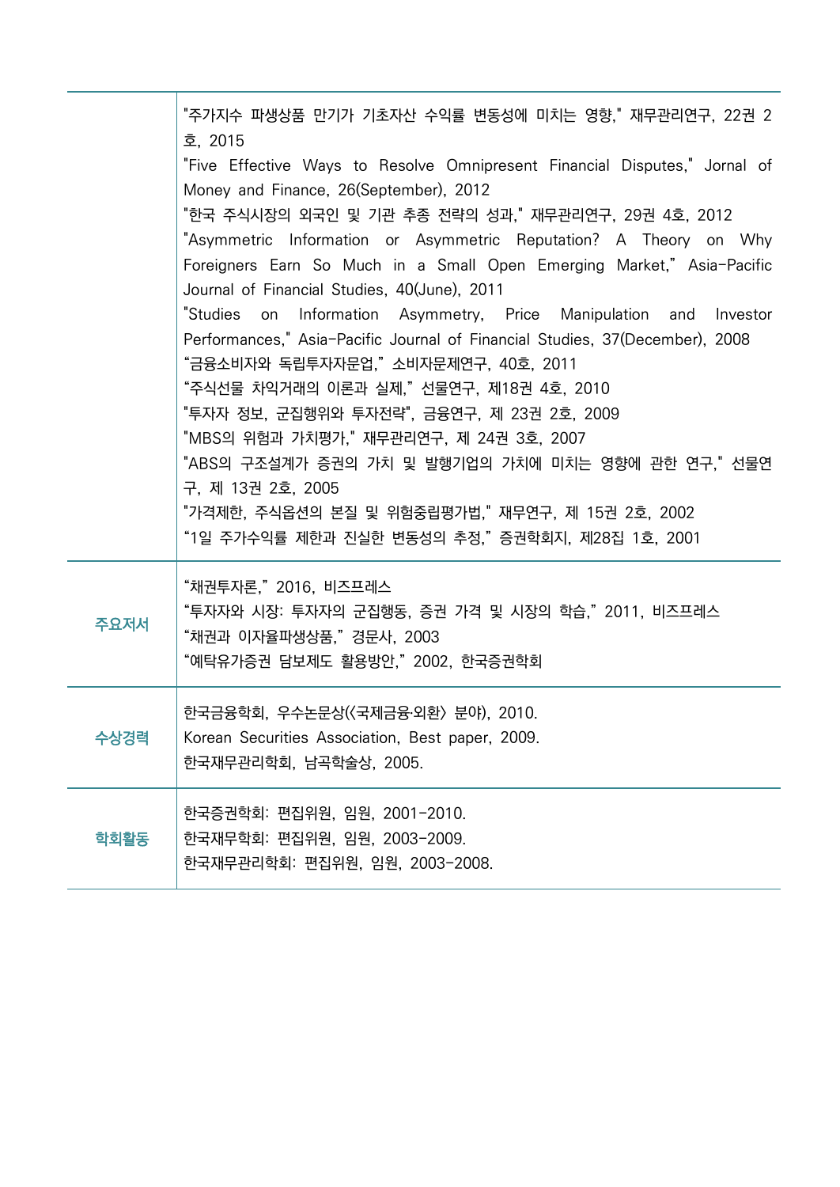| | |
|---|---|
| | "주가지수 파생상품 만기가 기초자산 수익률 변동성에 미치는 영향," 재무관리연구, 22권 2호, 2015<br>"Five Effective Ways to Resolve Omnipresent Financial Disputes," Jornal of Money and Finance, 26(September), 2012<br>"한국 주식시장의 외국인 및 기관 추종 전략의 성과," 재무관리연구, 29권 4호, 2012<br>"Asymmetric Information or Asymmetric Reputation? A Theory on Why Foreigners Earn So Much in a Small Open Emerging Market," Asia-Pacific Journal of Financial Studies, 40(June), 2011<br>"Studies on Information Asymmetry, Price Manipulation and Investor Performances," Asia-Pacific Journal of Financial Studies, 37(December), 2008<br>"금융소비자와 독립투자자문업," 소비자문제연구, 40호, 2011<br>"주식선물 차익거래의 이론과 실제," 선물연구, 제18권 4호, 2010<br>"투자자 정보, 군집행위와 투자전략", 금융연구, 제 23권 2호, 2009<br>"MBS의 위험과 가치평가," 재무관리연구, 제 24권 3호, 2007<br>"ABS의 구조설계가 증권의 가치 및 발행기업의 가치에 미치는 영향에 관한 연구," 선물연구, 제 13권 2호, 2005<br>"가격제한, 주식옵션의 본질 및 위험중립평가법," 재무연구, 제 15권 2호, 2002<br>"1일 주가수익률 제한과 진실한 변동성의 추정," 증권학회지, 제28집 1호, 2001 |
| 주요저서 | "채권투자론," 2016, 비즈프레스<br>"투자자와 시장: 투자자의 군집행동, 증권 가격 및 시장의 학습," 2011, 비즈프레스<br>"채권과 이자율파생상품," 경문사, 2003<br>"예탁유가증권 담보제도 활용방안," 2002, 한국증권학회 |
| 수상경력 | 한국금융학회, 우수논문상(〈국제금융·외환〉 분야), 2010.<br>Korean Securities Association, Best paper, 2009.<br>한국재무관리학회, 남곡학술상, 2005. |
| 학회활동 | 한국증권학회: 편집위원, 임원, 2001-2010.<br>한국재무학회: 편집위원, 임원, 2003-2009.<br>한국재무관리학회: 편집위원, 임원, 2003-2008. |